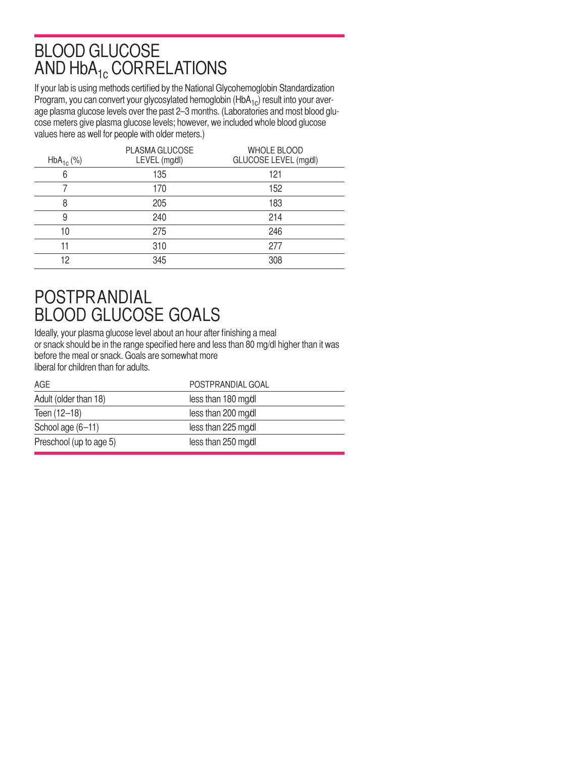# BLOOD GLUCOSE AND $HbA_{1c}$ CORRELATIONS

If your lab is using methods certified by the National Glycohemoglobin Standardization Program, you can convert your glycosylated hemoglobin ($HbA_{1c}$) result into your average plasma glucose levels over the past 2–3 months. (Laboratories and most blood glucose meters give plasma glucose levels; however, we included whole blood glucose values here as well for people with older meters.)

| $HbA_{1c}$ (%) | PLASMA GLUCOSE LEVEL (mg/dl) | WHOLE BLOOD GLUCOSE LEVEL (mg/dl) |
|---|---|---|
| 6 | 135 | 121 |
| 7 | 170 | 152 |
| 8 | 205 | 183 |
| 9 | 240 | 214 |
| 10 | 275 | 246 |
| 11 | 310 | 277 |
| 12 | 345 | 308 |

# POSTPRANDIAL BLOOD GLUCOSE GOALS

Ideally, your plasma glucose level about an hour after finishing a meal or snack should be in the range specified here and less than 80 mg/dl higher than it was before the meal or snack. Goals are somewhat more liberal for children than for adults.

| AGE | POSTPRANDIAL GOAL |
|---|---|
| Adult (older than 18) | less than 180 mg/dl |
| Teen (12–18) | less than 200 mg/dl |
| School age (6–11) | less than 225 mg/dl |
| Preschool (up to age 5) | less than 250 mg/dl |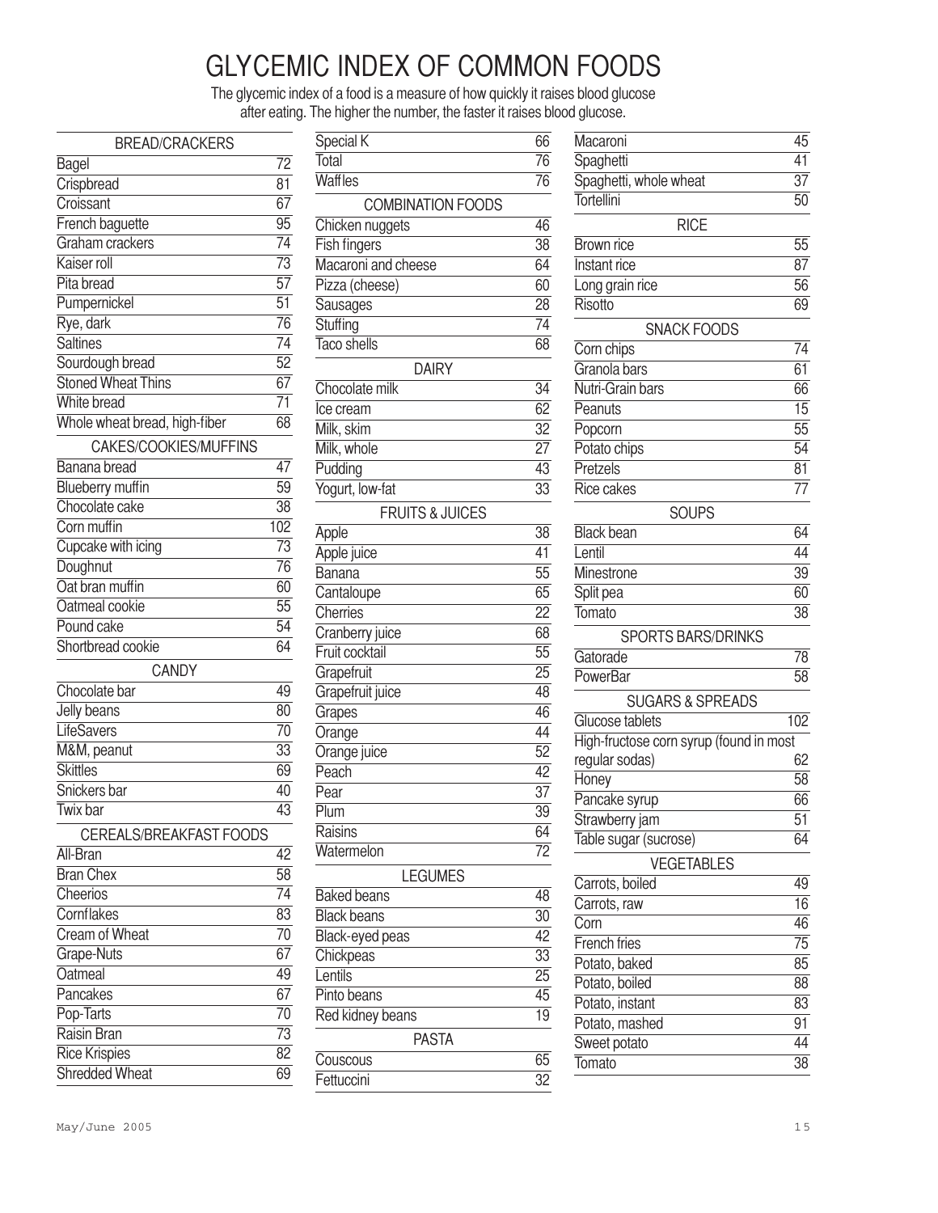# GLYCEMIC INDEX OF COMMON FOODS

The glycemic index of a food is a measure of how quickly it raises blood glucose after eating. The higher the number, the faster it raises blood glucose.

| BREAD/CRACKERS | |
|---|---|
| Bagel | 72 |
| Crispbread | 81 |
| Croissant | 67 |
| French baguette | 95 |
| Graham crackers | 74 |
| Kaiser roll | 73 |
| Pita bread | 57 |
| Pumpernickel | 51 |
| Rye, dark | 76 |
| Saltines | 74 |
| Sourdough bread | 52 |
| Stoned Wheat Thins | 67 |
| White bread | 71 |
| Whole wheat bread, high-fiber | 68 |

| CAKES/COOKIES/MUFFINS | |
|---|---|
| Banana bread | 47 |
| Blueberry muffin | 59 |
| Chocolate cake | 38 |
| Corn muffin | 102 |
| Cupcake with icing | 73 |
| Doughnut | 76 |
| Oat bran muffin | 60 |
| Oatmeal cookie | 55 |
| Pound cake | 54 |
| Shortbread cookie | 64 |

| CANDY | |
|---|---|
| Chocolate bar | 49 |
| Jelly beans | 80 |
| LifeSavers | 70 |
| M&M, peanut | 33 |
| Skittles | 69 |
| Snickers bar | 40 |
| Twix bar | 43 |

| CEREALS/BREAKFAST FOODS | |
|---|---|
| All-Bran | 42 |
| Bran Chex | 58 |
| Cheerios | 74 |
| Cornflakes | 83 |
| Cream of Wheat | 70 |
| Grape-Nuts | 67 |
| Oatmeal | 49 |
| Pancakes | 67 |
| Pop-Tarts | 70 |
| Raisin Bran | 73 |
| Rice Krispies | 82 |
| Shredded Wheat | 69 |
| Special K | 66 |
| Total | 76 |
| Waffles | 76 |

| COMBINATION FOODS | |
|---|---|
| Chicken nuggets | 46 |
| Fish fingers | 38 |
| Macaroni and cheese | 64 |
| Pizza (cheese) | 60 |
| Sausages | 28 |
| Stuffing | 74 |
| Taco shells | 68 |

| DAIRY | |
|---|---|
| Chocolate milk | 34 |
| Ice cream | 62 |
| Milk, skim | 32 |
| Milk, whole | 27 |
| Pudding | 43 |
| Yogurt, low-fat | 33 |

| FRUITS & JUICES | |
|---|---|
| Apple | 38 |
| Apple juice | 41 |
| Banana | 55 |
| Cantaloupe | 65 |
| Cherries | 22 |
| Cranberry juice | 68 |
| Fruit cocktail | 55 |
| Grapefruit | 25 |
| Grapefruit juice | 48 |
| Grapes | 46 |
| Orange | 44 |
| Orange juice | 52 |
| Peach | 42 |
| Pear | 37 |
| Plum | 39 |
| Raisins | 64 |
| Watermelon | 72 |

| LEGUMES | |
|---|---|
| Baked beans | 48 |
| Black beans | 30 |
| Black-eyed peas | 42 |
| Chickpeas | 33 |
| Lentils | 25 |
| Pinto beans | 45 |
| Red kidney beans | 19 |

| PASTA | |
|---|---|
| Couscous | 65 |
| Fettuccini | 32 |
| Macaroni | 45 |
| Spaghetti | 41 |
| Spaghetti, whole wheat | 37 |
| Tortellini | 50 |

| RICE | |
|---|---|
| Brown rice | 55 |
| Instant rice | 87 |
| Long grain rice | 56 |
| Risotto | 69 |

| SNACK FOODS | |
|---|---|
| Corn chips | 74 |
| Granola bars | 61 |
| Nutri-Grain bars | 66 |
| Peanuts | 15 |
| Popcorn | 55 |
| Potato chips | 54 |
| Pretzels | 81 |
| Rice cakes | 77 |

| SOUPS | |
|---|---|
| Black bean | 64 |
| Lentil | 44 |
| Minestrone | 39 |
| Split pea | 60 |
| Tomato | 38 |

| SPORTS BARS/DRINKS | |
|---|---|
| Gatorade | 78 |
| PowerBar | 58 |

| SUGARS & SPREADS | |
|---|---|
| Glucose tablets | 102 |
| High-fructose corn syrup (found in most regular sodas) | 62 |
| Honey | 58 |
| Pancake syrup | 66 |
| Strawberry jam | 51 |
| Table sugar (sucrose) | 64 |

| VEGETABLES | |
|---|---|
| Carrots, boiled | 49 |
| Carrots, raw | 16 |
| Corn | 46 |
| French fries | 75 |
| Potato, baked | 85 |
| Potato, boiled | 88 |
| Potato, instant | 83 |
| Potato, mashed | 91 |
| Sweet potato | 44 |
| Tomato | 38 |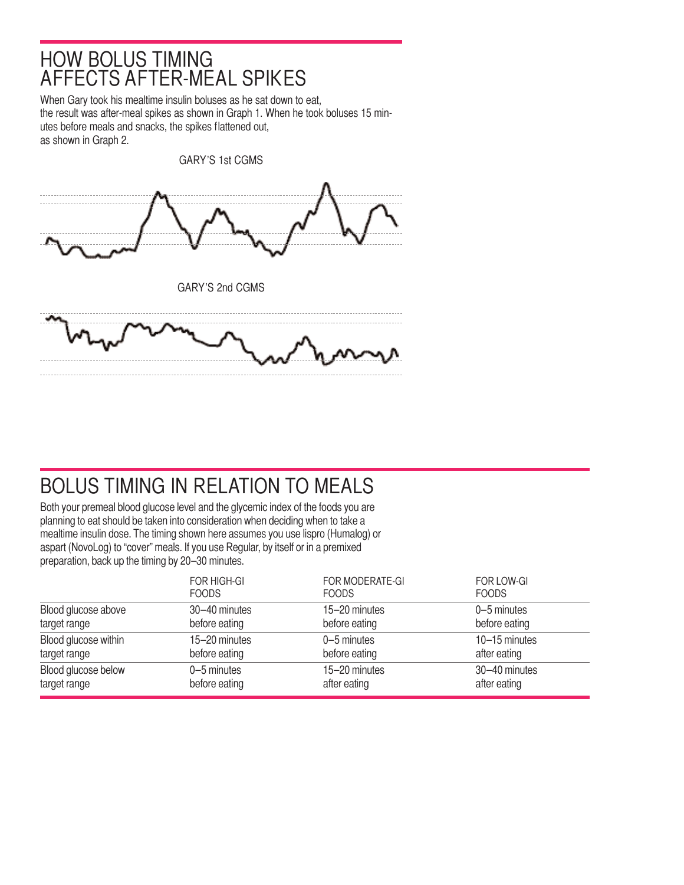## HOW BOLUS TIMING AFFECTS AFTER-MEAL SPIKES

When Gary took his mealtime insulin boluses as he sat down to eat, the result was after-meal spikes as shown in Graph 1. When he took boluses 15 minutes before meals and snacks, the spikes flattened out, as shown in Graph 2.

GARY'S 1st CGMS

GARY'S 2nd CGMS

## BOLUS TIMING IN RELATION TO MEALS

Both your premeal blood glucose level and the glycemic index of the foods you are planning to eat should be taken into consideration when deciding when to take a mealtime insulin dose. The timing shown here assumes you use lispro (Humalog) or aspart (NovoLog) to "cover" meals. If you use Regular, by itself or in a premixed preparation, back up the timing by 20–30 minutes.

| | FOR HIGH-GI FOODS | FOR MODERATE-GI FOODS | FOR LOW-GI FOODS |
|---|---|---|---|
| Blood glucose above target range | 30–40 minutes before eating | 15–20 minutes before eating | 0–5 minutes before eating |
| Blood glucose within target range | 15–20 minutes before eating | 0–5 minutes before eating | 10–15 minutes after eating |
| Blood glucose below target range | 0–5 minutes before eating | 15–20 minutes after eating | 30–40 minutes after eating |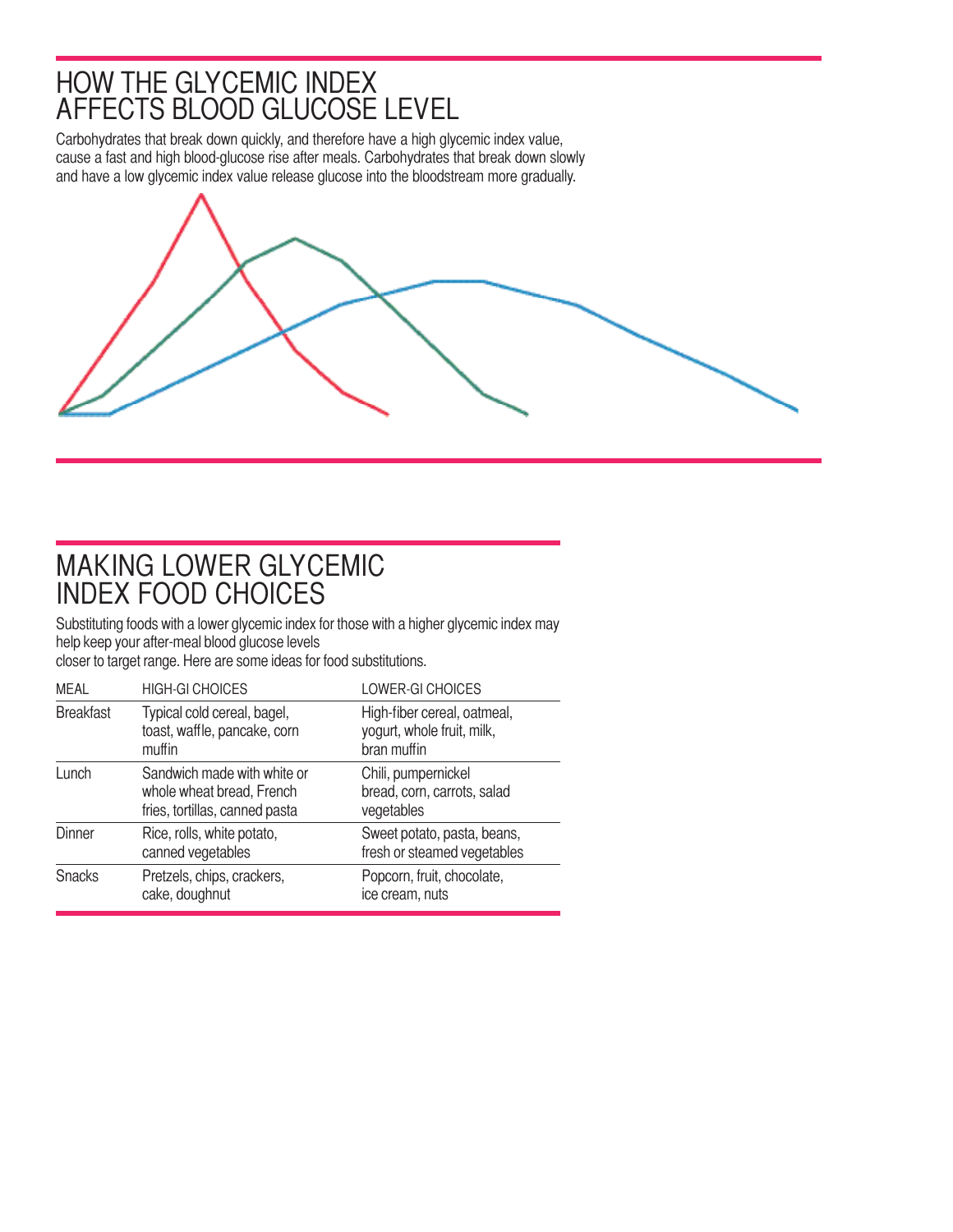# HOW THE GLYCEMIC INDEX AFFECTS BLOOD GLUCOSE LEVEL

Carbohydrates that break down quickly, and therefore have a high glycemic index value, cause a fast and high blood-glucose rise after meals. Carbohydrates that break down slowly and have a low glycemic index value release glucose into the bloodstream more gradually.

# MAKING LOWER GLYCEMIC INDEX FOOD CHOICES

Substituting foods with a lower glycemic index for those with a higher glycemic index may help keep your after-meal blood glucose levels closer to target range. Here are some ideas for food substitutions.

| MEAL | HIGH-GI CHOICES | LOWER-GI CHOICES |
|---|---|---|
| Breakfast | Typical cold cereal, bagel, toast, waffle, pancake, corn muffin | High-fiber cereal, oatmeal, yogurt, whole fruit, milk, bran muffin |
| Lunch | Sandwich made with white or whole wheat bread, French fries, tortillas, canned pasta | Chili, pumpernickel bread, corn, carrots, salad vegetables |
| Dinner | Rice, rolls, white potato, canned vegetables | Sweet potato, pasta, beans, fresh or steamed vegetables |
| Snacks | Pretzels, chips, crackers, cake, doughnut | Popcorn, fruit, chocolate, ice cream, nuts |